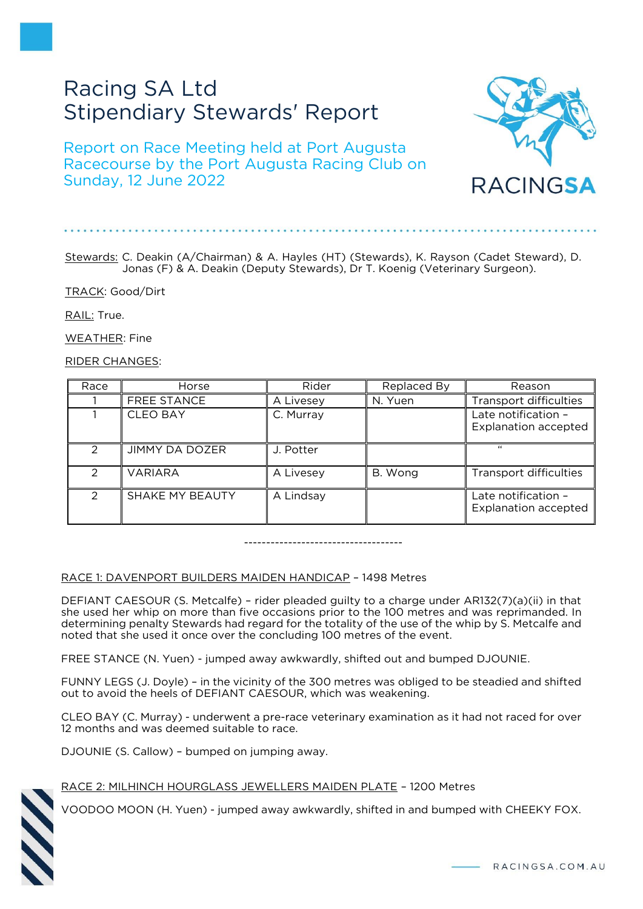# Racing SA Ltd
# Stipendiary Stewards' Report

## Report on Race Meeting held at Port Augusta Racecourse by the Port Augusta Racing Club on Sunday, 12 June 2022

Stewards: C. Deakin (A/Chairman) & A. Hayles (HT) (Stewards), K. Rayson (Cadet Steward), D. Jonas (F) & A. Deakin (Deputy Stewards), Dr T. Koenig (Veterinary Surgeon).

TRACK: Good/Dirt

RAIL: True.

WEATHER: Fine

RIDER CHANGES:

| Race | Horse | Rider | Replaced By | Reason |
|---|---|---|---|---|
| 1 | FREE STANCE | A Livesey | N. Yuen | Transport difficulties |
| 1 | CLEO BAY | C. Murray | | Late notification – Explanation accepted |
| 2 | JIMMY DA DOZER | J. Potter | | " |
| 2 | VARIARA | A Livesey | B. Wong | Transport difficulties |
| 2 | SHAKE MY BEAUTY | A Lindsay | | Late notification – Explanation accepted |

------------------------------------

RACE 1: DAVENPORT BUILDERS MAIDEN HANDICAP – 1498 Metres

DEFIANT CAESOUR (S. Metcalfe) – rider pleaded guilty to a charge under AR132(7)(a)(ii) in that she used her whip on more than five occasions prior to the 100 metres and was reprimanded. In determining penalty Stewards had regard for the totality of the use of the whip by S. Metcalfe and noted that she used it once over the concluding 100 metres of the event.

FREE STANCE (N. Yuen) - jumped away awkwardly, shifted out and bumped DJOUNIE.

FUNNY LEGS (J. Doyle) – in the vicinity of the 300 metres was obliged to be steadied and shifted out to avoid the heels of DEFIANT CAESOUR, which was weakening.

CLEO BAY (C. Murray) - underwent a pre-race veterinary examination as it had not raced for over 12 months and was deemed suitable to race.

DJOUNIE (S. Callow) – bumped on jumping away.

RACE 2: MILHINCH HOURGLASS JEWELLERS MAIDEN PLATE – 1200 Metres

VOODOO MOON (H. Yuen) - jumped away awkwardly, shifted in and bumped with CHEEKY FOX.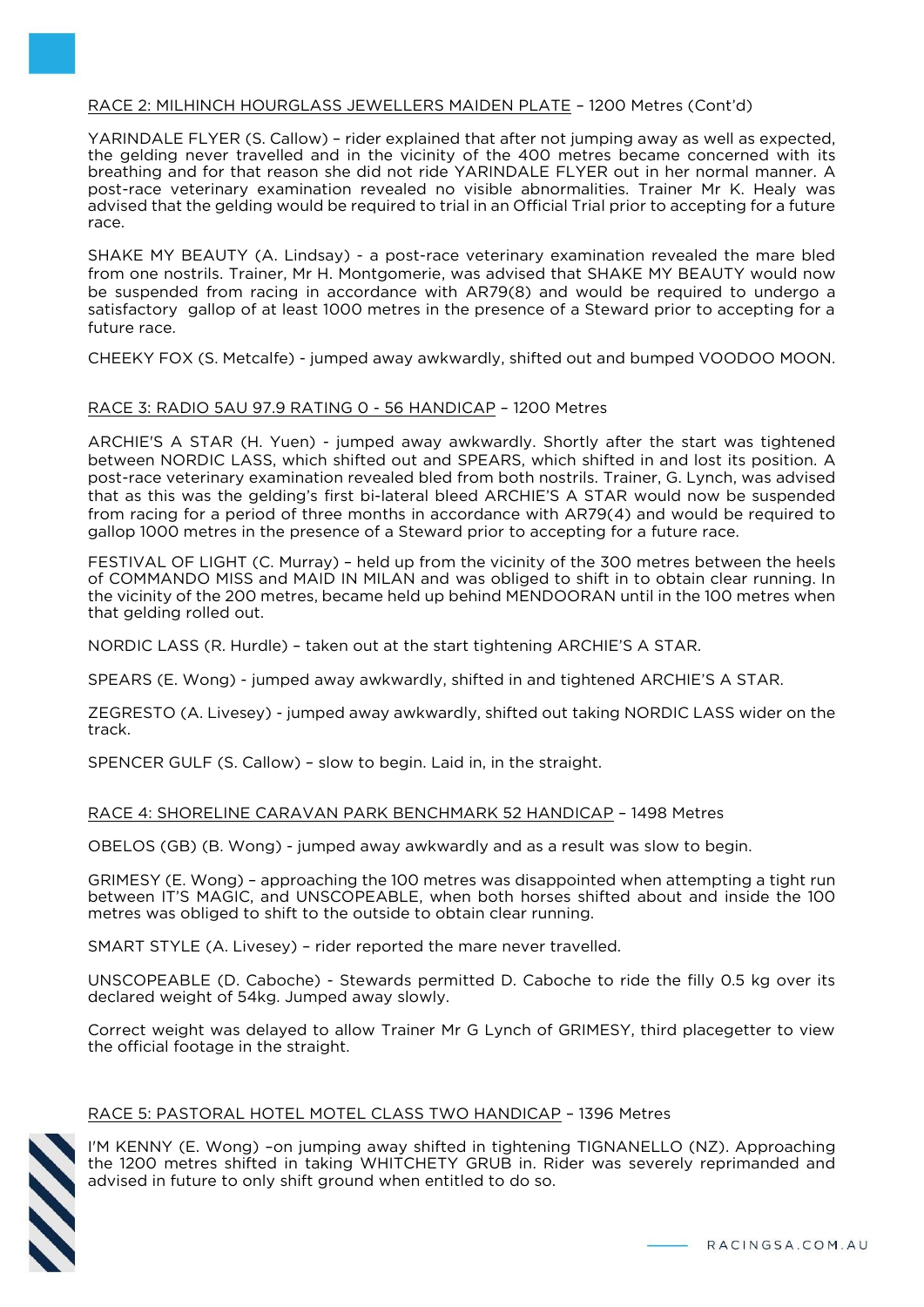RACE 2: MILHINCH HOURGLASS JEWELLERS MAIDEN PLATE – 1200 Metres (Cont'd)

YARINDALE FLYER (S. Callow) – rider explained that after not jumping away as well as expected, the gelding never travelled and in the vicinity of the 400 metres became concerned with its breathing and for that reason she did not ride YARINDALE FLYER out in her normal manner. A post-race veterinary examination revealed no visible abnormalities. Trainer Mr K. Healy was advised that the gelding would be required to trial in an Official Trial prior to accepting for a future race.

SHAKE MY BEAUTY (A. Lindsay) - a post-race veterinary examination revealed the mare bled from one nostrils. Trainer, Mr H. Montgomerie, was advised that SHAKE MY BEAUTY would now be suspended from racing in accordance with AR79(8) and would be required to undergo a satisfactory gallop of at least 1000 metres in the presence of a Steward prior to accepting for a future race.

CHEEKY FOX (S. Metcalfe) - jumped away awkwardly, shifted out and bumped VOODOO MOON.

RACE 3: RADIO 5AU 97.9 RATING 0 - 56 HANDICAP – 1200 Metres

ARCHIE'S A STAR (H. Yuen) - jumped away awkwardly. Shortly after the start was tightened between NORDIC LASS, which shifted out and SPEARS, which shifted in and lost its position. A post-race veterinary examination revealed bled from both nostrils. Trainer, G. Lynch, was advised that as this was the gelding's first bi-lateral bleed ARCHIE'S A STAR would now be suspended from racing for a period of three months in accordance with AR79(4) and would be required to gallop 1000 metres in the presence of a Steward prior to accepting for a future race.

FESTIVAL OF LIGHT (C. Murray) – held up from the vicinity of the 300 metres between the heels of COMMANDO MISS and MAID IN MILAN and was obliged to shift in to obtain clear running. In the vicinity of the 200 metres, became held up behind MENDOORAN until in the 100 metres when that gelding rolled out.

NORDIC LASS (R. Hurdle) – taken out at the start tightening ARCHIE'S A STAR.

SPEARS (E. Wong) - jumped away awkwardly, shifted in and tightened ARCHIE'S A STAR.

ZEGRESTO (A. Livesey) - jumped away awkwardly, shifted out taking NORDIC LASS wider on the track.

SPENCER GULF (S. Callow) – slow to begin. Laid in, in the straight.

RACE 4: SHORELINE CARAVAN PARK BENCHMARK 52 HANDICAP – 1498 Metres

OBELOS (GB) (B. Wong) - jumped away awkwardly and as a result was slow to begin.

GRIMESY (E. Wong) – approaching the 100 metres was disappointed when attempting a tight run between IT'S MAGIC, and UNSCOPEABLE, when both horses shifted about and inside the 100 metres was obliged to shift to the outside to obtain clear running.

SMART STYLE (A. Livesey) – rider reported the mare never travelled.

UNSCOPEABLE (D. Caboche) - Stewards permitted D. Caboche to ride the filly 0.5 kg over its declared weight of 54kg. Jumped away slowly.

Correct weight was delayed to allow Trainer Mr G Lynch of GRIMESY, third placegetter to view the official footage in the straight.

RACE 5: PASTORAL HOTEL MOTEL CLASS TWO HANDICAP – 1396 Metres

I'M KENNY (E. Wong) –on jumping away shifted in tightening TIGNANELLO (NZ). Approaching the 1200 metres shifted in taking WHITCHETY GRUB in. Rider was severely reprimanded and advised in future to only shift ground when entitled to do so.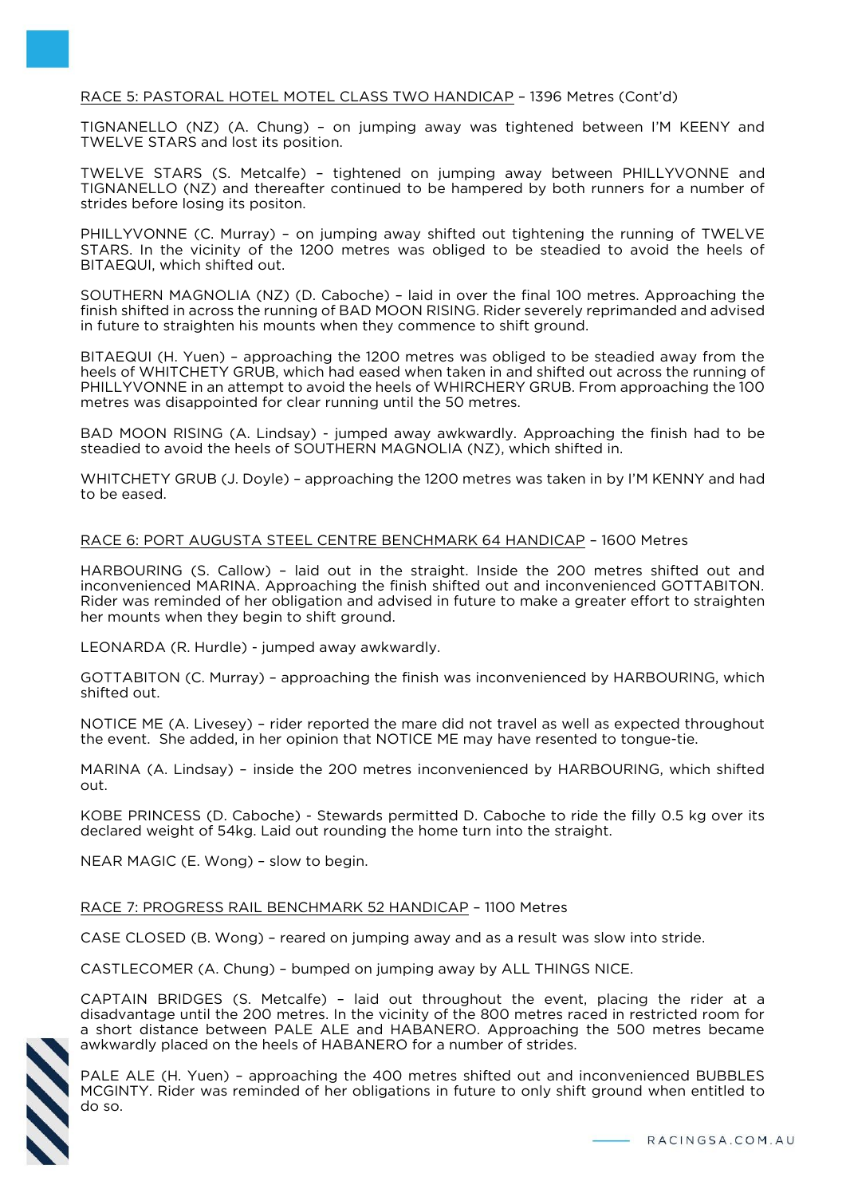RACE 5: PASTORAL HOTEL MOTEL CLASS TWO HANDICAP – 1396 Metres (Cont'd)

TIGNANELLO (NZ) (A. Chung) – on jumping away was tightened between I'M KEENY and TWELVE STARS and lost its position.

TWELVE STARS (S. Metcalfe) – tightened on jumping away between PHILLYVONNE and TIGNANELLO (NZ) and thereafter continued to be hampered by both runners for a number of strides before losing its positon.

PHILLYVONNE (C. Murray) – on jumping away shifted out tightening the running of TWELVE STARS. In the vicinity of the 1200 metres was obliged to be steadied to avoid the heels of BITAEQUI, which shifted out.

SOUTHERN MAGNOLIA (NZ) (D. Caboche) – laid in over the final 100 metres. Approaching the finish shifted in across the running of BAD MOON RISING. Rider severely reprimanded and advised in future to straighten his mounts when they commence to shift ground.

BITAEQUI (H. Yuen) – approaching the 1200 metres was obliged to be steadied away from the heels of WHITCHETY GRUB, which had eased when taken in and shifted out across the running of PHILLYVONNE in an attempt to avoid the heels of WHIRCHERY GRUB. From approaching the 100 metres was disappointed for clear running until the 50 metres.

BAD MOON RISING (A. Lindsay) - jumped away awkwardly. Approaching the finish had to be steadied to avoid the heels of SOUTHERN MAGNOLIA (NZ), which shifted in.

WHITCHETY GRUB (J. Doyle) – approaching the 1200 metres was taken in by I'M KENNY and had to be eased.

RACE 6: PORT AUGUSTA STEEL CENTRE BENCHMARK 64 HANDICAP – 1600 Metres

HARBOURING (S. Callow) – laid out in the straight. Inside the 200 metres shifted out and inconvenienced MARINA. Approaching the finish shifted out and inconvenienced GOTTABITON. Rider was reminded of her obligation and advised in future to make a greater effort to straighten her mounts when they begin to shift ground.

LEONARDA (R. Hurdle) - jumped away awkwardly.

GOTTABITON (C. Murray) – approaching the finish was inconvenienced by HARBOURING, which shifted out.

NOTICE ME (A. Livesey) – rider reported the mare did not travel as well as expected throughout the event. She added, in her opinion that NOTICE ME may have resented to tongue-tie.

MARINA (A. Lindsay) – inside the 200 metres inconvenienced by HARBOURING, which shifted out.

KOBE PRINCESS (D. Caboche) - Stewards permitted D. Caboche to ride the filly 0.5 kg over its declared weight of 54kg. Laid out rounding the home turn into the straight.

NEAR MAGIC (E. Wong) – slow to begin.

RACE 7: PROGRESS RAIL BENCHMARK 52 HANDICAP – 1100 Metres

CASE CLOSED (B. Wong) – reared on jumping away and as a result was slow into stride.

CASTLECOMER (A. Chung) – bumped on jumping away by ALL THINGS NICE.

CAPTAIN BRIDGES (S. Metcalfe) – laid out throughout the event, placing the rider at a disadvantage until the 200 metres. In the vicinity of the 800 metres raced in restricted room for a short distance between PALE ALE and HABANERO. Approaching the 500 metres became awkwardly placed on the heels of HABANERO for a number of strides.

PALE ALE (H. Yuen) – approaching the 400 metres shifted out and inconvenienced BUBBLES MCGINTY. Rider was reminded of her obligations in future to only shift ground when entitled to do so.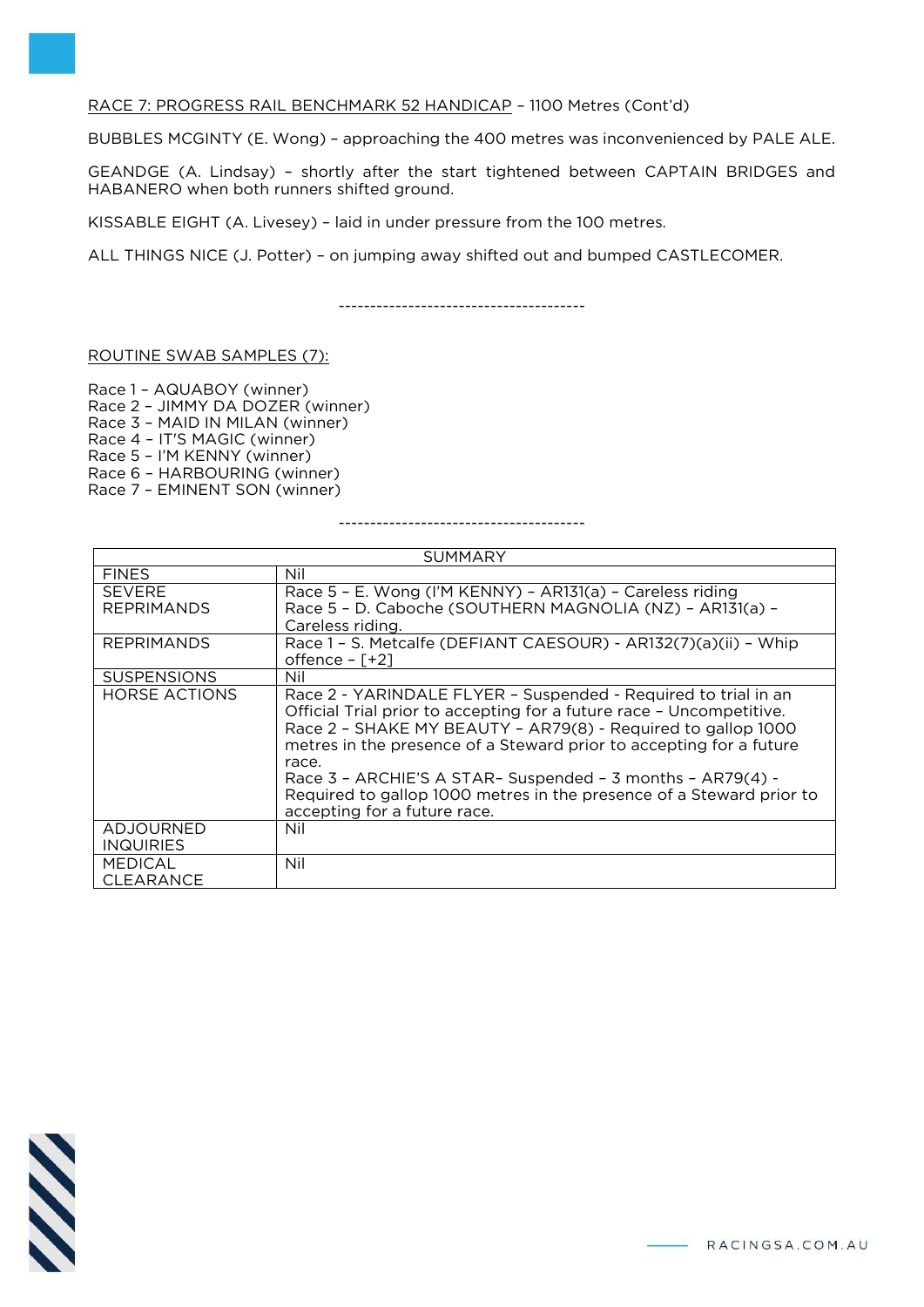RACE 7: PROGRESS RAIL BENCHMARK 52 HANDICAP – 1100 Metres (Cont'd)

BUBBLES MCGINTY (E. Wong) – approaching the 400 metres was inconvenienced by PALE ALE.

GEANDGE (A. Lindsay) – shortly after the start tightened between CAPTAIN BRIDGES and HABANERO when both runners shifted ground.

KISSABLE EIGHT (A. Livesey) – laid in under pressure from the 100 metres.

ALL THINGS NICE (J. Potter) – on jumping away shifted out and bumped CASTLECOMER.

---------------------------------------

ROUTINE SWAB SAMPLES (7):

Race 1 – AQUABOY (winner)
Race 2 – JIMMY DA DOZER (winner)
Race 3 – MAID IN MILAN (winner)
Race 4 – IT'S MAGIC (winner)
Race 5 – I'M KENNY (winner)
Race 6 – HARBOURING (winner)
Race 7 – EMINENT SON (winner)

---------------------------------------

| SUMMARY | |
|---|---|
| FINES | Nil |
| SEVERE REPRIMANDS | Race 5 – E. Wong (I'M KENNY) – AR131(a) – Careless riding<br>Race 5 – D. Caboche (SOUTHERN MAGNOLIA (NZ) – AR131(a) – Careless riding. |
| REPRIMANDS | Race 1 – S. Metcalfe (DEFIANT CAESOUR) - AR132(7)(a)(ii) – Whip offence – [+2] |
| SUSPENSIONS | Nil |
| HORSE ACTIONS | Race 2 - YARINDALE FLYER – Suspended - Required to trial in an Official Trial prior to accepting for a future race – Uncompetitive.<br>Race 2 – SHAKE MY BEAUTY – AR79(8) - Required to gallop 1000 metres in the presence of a Steward prior to accepting for a future race.<br>Race 3 – ARCHIE'S A STAR– Suspended – 3 months – AR79(4) - Required to gallop 1000 metres in the presence of a Steward prior to accepting for a future race. |
| ADJOURNED INQUIRIES | Nil |
| MEDICAL CLEARANCE | Nil |